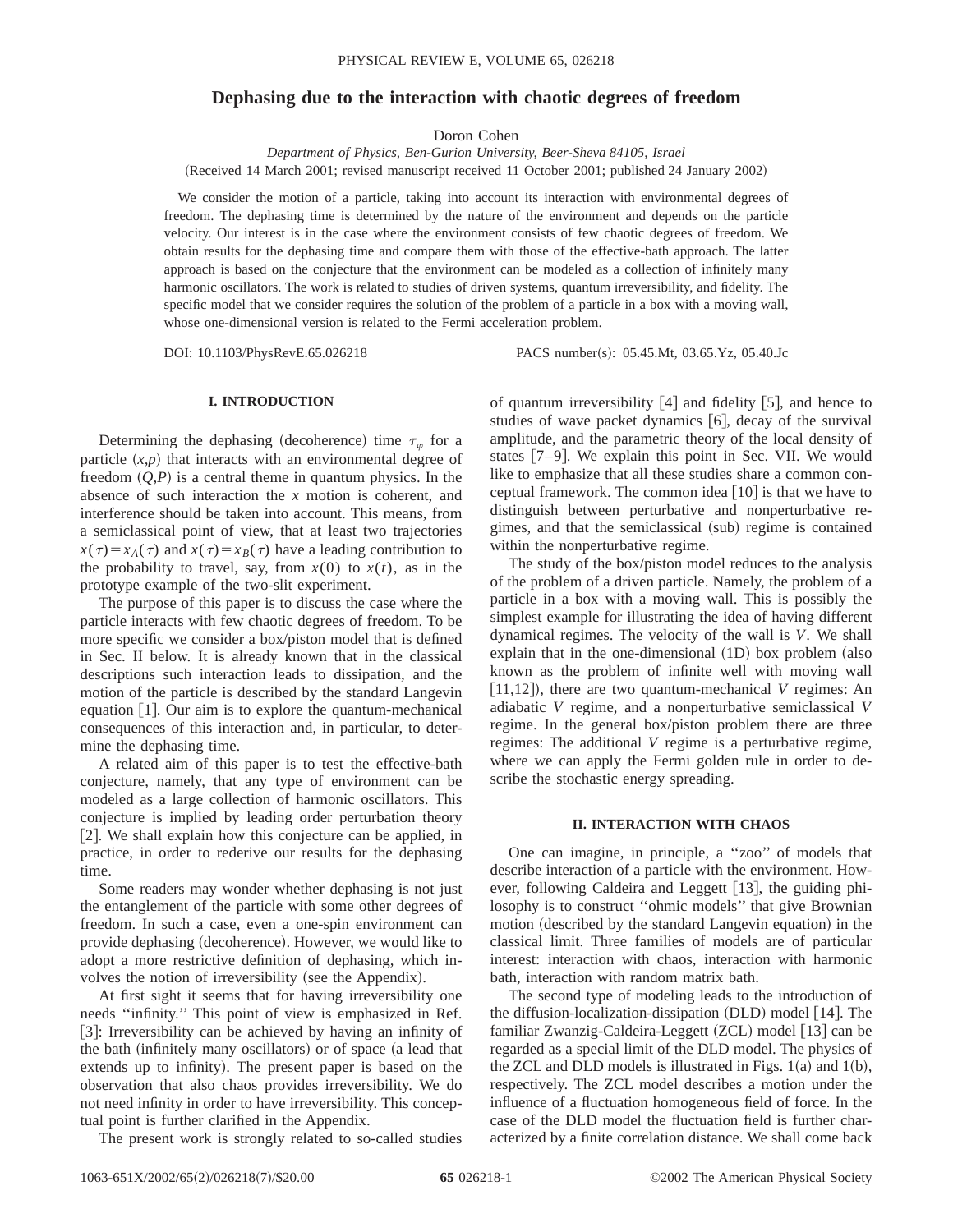# Dephasing due to the interaction with chaotic degrees of freedom

Doron Cohen

*Department of Physics, Ben-Gurion University, Beer-Sheva 84105, Israel*

(Received 14 March 2001; revised manuscript received 11 October 2001; published 24 January 2002)

We consider the motion of a particle, taking into account its interaction with environmental degrees of freedom. The dephasing time is determined by the nature of the environment and depends on the particle velocity. Our interest is in the case where the environment consists of few chaotic degrees of freedom. We obtain results for the dephasing time and compare them with those of the effective-bath approach. The latter approach is based on the conjecture that the environment can be modeled as a collection of infinitely many harmonic oscillators. The work is related to studies of driven systems, quantum irreversibility, and fidelity. The specific model that we consider requires the solution of the problem of a particle in a box with a moving wall, whose one-dimensional version is related to the Fermi acceleration problem.

DOI: 10.1103/PhysRevE.65.026218 PACS number(s): 05.45.Mt, 03.65.Yz, 05.40.Jc

## I. INTRODUCTION

Determining the dephasing (decoherence) time $\tau_\varphi$ for a particle $(x,p)$ that interacts with an environmental degree of freedom $(Q,P)$ is a central theme in quantum physics. In the absence of such interaction the $x$ motion is coherent, and interference should be taken into account. This means, from a semiclassical point of view, that at least two trajectories $x(\tau)=x_A(\tau)$ and $x(\tau)=x_B(\tau)$ have a leading contribution to the probability to travel, say, from $x(0)$ to $x(t)$, as in the prototype example of the two-slit experiment.

The purpose of this paper is to discuss the case where the particle interacts with few chaotic degrees of freedom. To be more specific we consider a box/piston model that is defined in Sec. II below. It is already known that in the classical descriptions such interaction leads to dissipation, and the motion of the particle is described by the standard Langevin equation [1]. Our aim is to explore the quantum-mechanical consequences of this interaction and, in particular, to determine the dephasing time.

A related aim of this paper is to test the effective-bath conjecture, namely, that any type of environment can be modeled as a large collection of harmonic oscillators. This conjecture is implied by leading order perturbation theory [2]. We shall explain how this conjecture can be applied, in practice, in order to rederive our results for the dephasing time.

Some readers may wonder whether dephasing is not just the entanglement of the particle with some other degrees of freedom. In such a case, even a one-spin environment can provide dephasing (decoherence). However, we would like to adopt a more restrictive definition of dephasing, which involves the notion of irreversibility (see the Appendix).

At first sight it seems that for having irreversibility one needs "infinity." This point of view is emphasized in Ref. [3]: Irreversibility can be achieved by having an infinity of the bath (infinitely many oscillators) or of space (a lead that extends up to infinity). The present paper is based on the observation that also chaos provides irreversibility. We do not need infinity in order to have irreversibility. This conceptual point is further clarified in the Appendix.

The present work is strongly related to so-called studies of quantum irreversibility [4] and fidelity [5], and hence to studies of wave packet dynamics [6], decay of the survival amplitude, and the parametric theory of the local density of states [7–9]. We explain this point in Sec. VII. We would like to emphasize that all these studies share a common conceptual framework. The common idea [10] is that we have to distinguish between perturbative and nonperturbative regimes, and that the semiclassical (sub) regime is contained within the nonperturbative regime.

The study of the box/piston model reduces to the analysis of the problem of a driven particle. Namely, the problem of a particle in a box with a moving wall. This is possibly the simplest example for illustrating the idea of having different dynamical regimes. The velocity of the wall is $V$. We shall explain that in the one-dimensional (1D) box problem (also known as the problem of infinite well with moving wall [11,12]), there are two quantum-mechanical $V$ regimes: An adiabatic $V$ regime, and a nonperturbative semiclassical $V$ regime. In the general box/piston problem there are three regimes: The additional $V$ regime is a perturbative regime, where we can apply the Fermi golden rule in order to describe the stochastic energy spreading.

## II. INTERACTION WITH CHAOS

One can imagine, in principle, a "zoo" of models that describe interaction of a particle with the environment. However, following Caldeira and Leggett [13], the guiding philosophy is to construct "ohmic models" that give Brownian motion (described by the standard Langevin equation) in the classical limit. Three families of models are of particular interest: interaction with chaos, interaction with harmonic bath, interaction with random matrix bath.

The second type of modeling leads to the introduction of the diffusion-localization-dissipation (DLD) model [14]. The familiar Zwanzig-Caldeira-Leggett (ZCL) model [13] can be regarded as a special limit of the DLD model. The physics of the ZCL and DLD models is illustrated in Figs. 1(a) and 1(b), respectively. The ZCL model describes a motion under the influence of a fluctuation homogeneous field of force. In the case of the DLD model the fluctuation field is further characterized by a finite correlation distance. We shall come back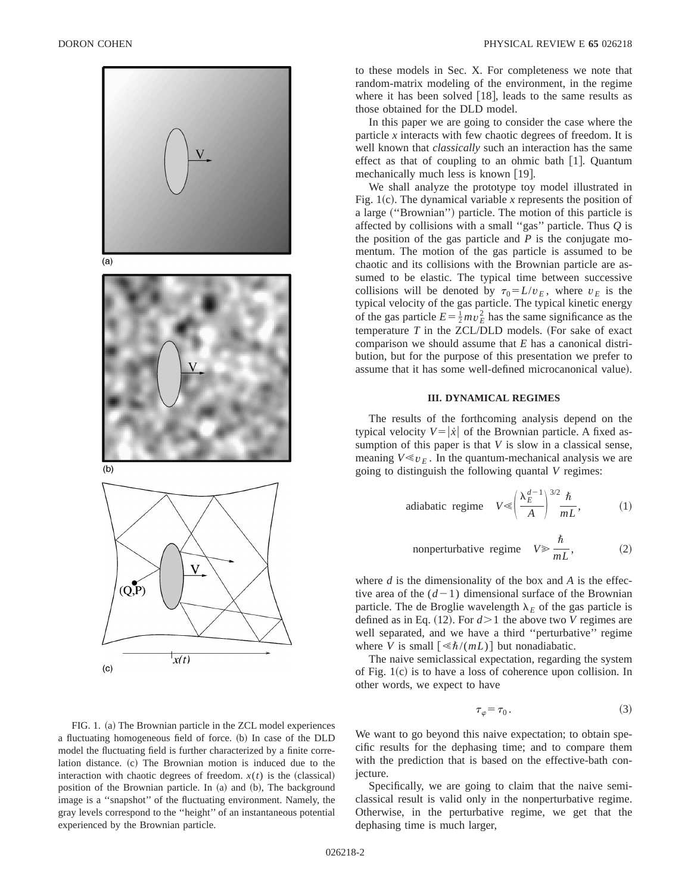FIG. 1. (a) The Brownian particle in the ZCL model experiences a fluctuating homogeneous field of force. (b) In case of the DLD model the fluctuating field is further characterized by a finite correlation distance. (c) The Brownian motion is induced due to the interaction with chaotic degrees of freedom. $x(t)$ is the (classical) position of the Brownian particle. In (a) and (b), The background image is a "snapshot" of the fluctuating environment. Namely, the gray levels correspond to the "height" of an instantaneous potential experienced by the Brownian particle.

to these models in Sec. X. For completeness we note that random-matrix modeling of the environment, in the regime where it has been solved [18], leads to the same results as those obtained for the DLD model.

In this paper we are going to consider the case where the particle $x$ interacts with few chaotic degrees of freedom. It is well known that *classically* such an interaction has the same effect as that of coupling to an ohmic bath [1]. Quantum mechanically much less is known [19].

We shall analyze the prototype toy model illustrated in Fig. 1(c). The dynamical variable $x$ represents the position of a large ("Brownian") particle. The motion of this particle is affected by collisions with a small "gas" particle. Thus $Q$ is the position of the gas particle and $P$ is the conjugate momentum. The motion of the gas particle is assumed to be chaotic and its collisions with the Brownian particle are assumed to be elastic. The typical time between successive collisions will be denoted by $\tau_0 = L/v_E$, where $v_E$ is the typical velocity of the gas particle. The typical kinetic energy of the gas particle $E = \frac{1}{2}mv_E^2$ has the same significance as the temperature $T$ in the ZCL/DLD models. (For sake of exact comparison we should assume that $E$ has a canonical distribution, but for the purpose of this presentation we prefer to assume that it has some well-defined microcanonical value).

### III. DYNAMICAL REGIMES

The results of the forthcoming analysis depend on the typical velocity $V = |\dot{x}|$ of the Brownian particle. A fixed assumption of this paper is that $V$ is slow in a classical sense, meaning $V \ll v_E$. In the quantum-mechanical analysis we are going to distinguish the following quantal $V$ regimes:

$$\text{adiabatic regime} \quad V \ll \left( \frac{\lambda_E^{d-1}}{A} \right)^{3/2} \frac{\hbar}{mL}, \tag{1}$$

$$\text{nonperturbative regime} \quad V \gg \frac{\hbar}{mL}, \tag{2}$$

where $d$ is the dimensionality of the box and $A$ is the effective area of the $(d-1)$ dimensional surface of the Brownian particle. The de Broglie wavelength $\lambda_E$ of the gas particle is defined as in Eq. (12). For $d > 1$ the above two $V$ regimes are well separated, and we have a third "perturbative" regime where $V$ is small $[\ll \hbar/(mL)]$ but nonadiabatic.

The naive semiclassical expectation, regarding the system of Fig. 1(c) is to have a loss of coherence upon collision. In other words, we expect to have

$$\tau_\varphi = \tau_0. \tag{3}$$

We want to go beyond this naive expectation; to obtain specific results for the dephasing time; and to compare them with the prediction that is based on the effective-bath conjecture.

Specifically, we are going to claim that the naive semiclassical result is valid only in the nonperturbative regime. Otherwise, in the perturbative regime, we get that the dephasing time is much larger,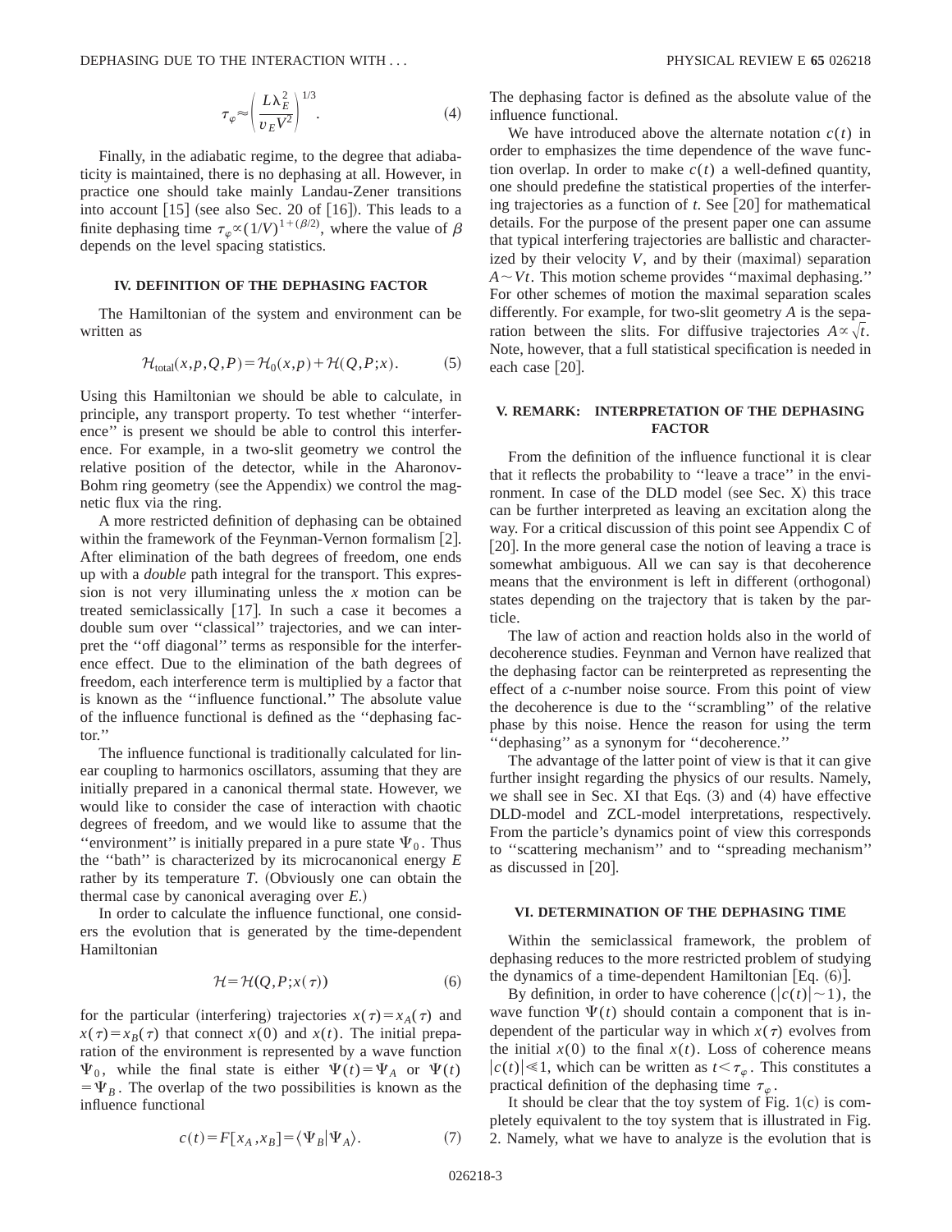$$\tau_{\varphi} \approx \left( \frac{L \lambda_E^2}{v_E V^2} \right)^{1/3}. \tag{4}$$

Finally, in the adiabatic regime, to the degree that adiabaticity is maintained, there is no dephasing at all. However, in practice one should take mainly Landau-Zener transitions into account [15] (see also Sec. 20 of [16]). This leads to a finite dephasing time $\tau_{\varphi} \propto (1/V)^{1+(\beta/2)}$, where the value of $\beta$ depends on the level spacing statistics.

### IV. DEFINITION OF THE DEPHASING FACTOR

The Hamiltonian of the system and environment can be written as

$$\mathcal{H}_{\text{total}}(x,p,Q,P) = \mathcal{H}_0(x,p) + \mathcal{H}(Q,P;x). \tag{5}$$

Using this Hamiltonian we should be able to calculate, in principle, any transport property. To test whether "interference" is present we should be able to control this interference. For example, in a two-slit geometry we control the relative position of the detector, while in the Aharonov-Bohm ring geometry (see the Appendix) we control the magnetic flux via the ring.

A more restricted definition of dephasing can be obtained within the framework of the Feynman-Vernon formalism [2]. After elimination of the bath degrees of freedom, one ends up with a *double* path integral for the transport. This expression is not very illuminating unless the $x$ motion can be treated semiclassically [17]. In such a case it becomes a double sum over "classical" trajectories, and we can interpret the "off diagonal" terms as responsible for the interference effect. Due to the elimination of the bath degrees of freedom, each interference term is multiplied by a factor that is known as the "influence functional." The absolute value of the influence functional is defined as the "dephasing factor."

The influence functional is traditionally calculated for linear coupling to harmonics oscillators, assuming that they are initially prepared in a canonical thermal state. However, we would like to consider the case of interaction with chaotic degrees of freedom, and we would like to assume that the "environment" is initially prepared in a pure state $\Psi_0$. Thus the "bath" is characterized by its microcanonical energy $E$ rather by its temperature $T$. (Obviously one can obtain the thermal case by canonical averaging over $E$.)

In order to calculate the influence functional, one considers the evolution that is generated by the time-dependent Hamiltonian

$$\mathcal{H} = \mathcal{H}(Q,P;x(\tau)) \tag{6}$$

for the particular (interfering) trajectories $x(\tau) = x_A(\tau)$ and $x(\tau) = x_B(\tau)$ that connect $x(0)$ and $x(t)$. The initial preparation of the environment is represented by a wave function $\Psi_0$, while the final state is either $\Psi(t) = \Psi_A$ or $\Psi(t) = \Psi_B$. The overlap of the two possibilities is known as the influence functional

$$c(t) = F[x_A, x_B] = \langle \Psi_B | \Psi_A \rangle. \tag{7}$$

The dephasing factor is defined as the absolute value of the influence functional.

We have introduced above the alternate notation $c(t)$ in order to emphasizes the time dependence of the wave function overlap. In order to make $c(t)$ a well-defined quantity, one should predefine the statistical properties of the interfering trajectories as a function of $t$. See [20] for mathematical details. For the purpose of the present paper one can assume that typical interfering trajectories are ballistic and characterized by their velocity $V$, and by their (maximal) separation $A \sim Vt$. This motion scheme provides "maximal dephasing." For other schemes of motion the maximal separation scales differently. For example, for two-slit geometry $A$ is the separation between the slits. For diffusive trajectories $A \propto \sqrt{t}$. Note, however, that a full statistical specification is needed in each case [20].

### V. REMARK: INTERPRETATION OF THE DEPHASING FACTOR

From the definition of the influence functional it is clear that it reflects the probability to "leave a trace" in the environment. In case of the DLD model (see Sec. X) this trace can be further interpreted as leaving an excitation along the way. For a critical discussion of this point see Appendix C of [20]. In the more general case the notion of leaving a trace is somewhat ambiguous. All we can say is that decoherence means that the environment is left in different (orthogonal) states depending on the trajectory that is taken by the particle.

The law of action and reaction holds also in the world of decoherence studies. Feynman and Vernon have realized that the dephasing factor can be reinterpreted as representing the effect of a $c$-number noise source. From this point of view the decoherence is due to the "scrambling" of the relative phase by this noise. Hence the reason for using the term "dephasing" as a synonym for "decoherence."

The advantage of the latter point of view is that it can give further insight regarding the physics of our results. Namely, we shall see in Sec. XI that Eqs. (3) and (4) have effective DLD-model and ZCL-model interpretations, respectively. From the particle's dynamics point of view this corresponds to "scattering mechanism" and to "spreading mechanism" as discussed in [20].

### VI. DETERMINATION OF THE DEPHASING TIME

Within the semiclassical framework, the problem of dephasing reduces to the more restricted problem of studying the dynamics of a time-dependent Hamiltonian [Eq. (6)].

By definition, in order to have coherence ($|c(t)| \sim 1$), the wave function $\Psi(t)$ should contain a component that is independent of the particular way in which $x(\tau)$ evolves from the initial $x(0)$ to the final $x(t)$. Loss of coherence means $|c(t)| \ll 1$, which can be written as $t < \tau_{\varphi}$. This constitutes a practical definition of the dephasing time $\tau_{\varphi}$.

It should be clear that the toy system of Fig. 1(c) is completely equivalent to the toy system that is illustrated in Fig. 2. Namely, what we have to analyze is the evolution that is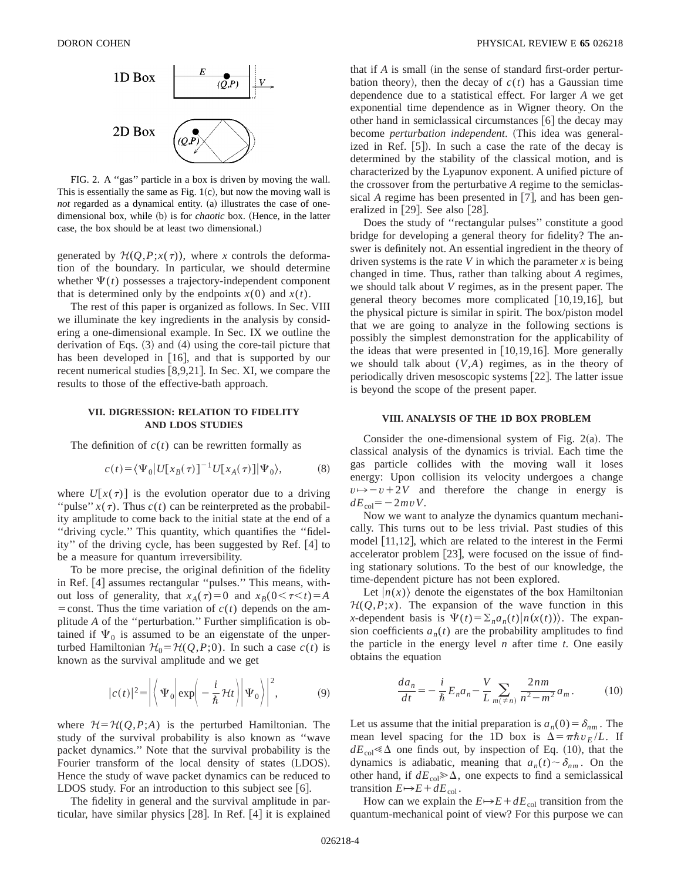FIG. 2. A "gas" particle in a box is driven by moving the wall. This is essentially the same as Fig. 1(c), but now the moving wall is *not* regarded as a dynamical entity. (a) illustrates the case of one-dimensional box, while (b) is for *chaotic* box. (Hence, in the latter case, the box should be at least two dimensional.)

generated by $\mathcal{H}(Q,P;x(\tau))$, where $x$ controls the deformation of the boundary. In particular, we should determine whether $\Psi(t)$ possesses a trajectory-independent component that is determined only by the endpoints $x(0)$ and $x(t)$.

The rest of this paper is organized as follows. In Sec. VIII we illuminate the key ingredients in the analysis by considering a one-dimensional example. In Sec. IX we outline the derivation of Eqs. (3) and (4) using the core-tail picture that has been developed in [16], and that is supported by our recent numerical studies [8,9,21]. In Sec. XI, we compare the results to those of the effective-bath approach.

## VII. DIGRESSION: RELATION TO FIDELITY AND LDOS STUDIES

The definition of $c(t)$ can be rewritten formally as

$$c(t)=\langle\Psi_0|U[x_B(\tau)]^{-1}U[x_A(\tau)]|\Psi_0\rangle, \tag{8}$$

where $U[x(\tau)]$ is the evolution operator due to a driving "pulse" $x(\tau)$. Thus $c(t)$ can be reinterpreted as the probability amplitude to come back to the initial state at the end of a "driving cycle." This quantity, which quantifies the "fidelity" of the driving cycle, has been suggested by Ref. [4] to be a measure for quantum irreversibility.

To be more precise, the original definition of the fidelity in Ref. [4] assumes rectangular "pulses." This means, without loss of generality, that $x_A(\tau)=0$ and $x_B(0<\tau<t)=A$ $=$const. Thus the time variation of $c(t)$ depends on the amplitude $A$ of the "perturbation." Further simplification is obtained if $\Psi_0$ is assumed to be an eigenstate of the unperturbed Hamiltonian $\mathcal{H}_0=\mathcal{H}(Q,P;0)$. In such a case $c(t)$ is known as the survival amplitude and we get

$$|c(t)|^2=\left|\left\langle \Psi_0\left|\exp\left(-\frac{i}{\hbar}\mathcal{H}t\right)\right|\Psi_0\right\rangle\right|^2, \tag{9}$$

where $\mathcal{H}=\mathcal{H}(Q,P;A)$ is the perturbed Hamiltonian. The study of the survival probability is also known as "wave packet dynamics." Note that the survival probability is the Fourier transform of the local density of states (LDOS). Hence the study of wave packet dynamics can be reduced to LDOS study. For an introduction to this subject see [6].

The fidelity in general and the survival amplitude in particular, have similar physics [28]. In Ref. [4] it is explained that if $A$ is small (in the sense of standard first-order perturbation theory), then the decay of $c(t)$ has a Gaussian time dependence due to a statistical effect. For larger $A$ we get exponential time dependence as in Wigner theory. On the other hand in semiclassical circumstances [6] the decay may become *perturbation independent*. (This idea was generalized in Ref. [5]). In such a case the rate of the decay is determined by the stability of the classical motion, and is characterized by the Lyapunov exponent. A unified picture of the crossover from the perturbative $A$ regime to the semiclassical $A$ regime has been presented in [7], and has been generalized in [29]. See also [28].

Does the study of "rectangular pulses" constitute a good bridge for developing a general theory for fidelity? The answer is definitely not. An essential ingredient in the theory of driven systems is the rate $V$ in which the parameter $x$ is being changed in time. Thus, rather than talking about $A$ regimes, we should talk about $V$ regimes, as in the present paper. The general theory becomes more complicated [10,19,16], but the physical picture is similar in spirit. The box/piston model that we are going to analyze in the following sections is possibly the simplest demonstration for the applicability of the ideas that were presented in [10,19,16]. More generally we should talk about $(V,A)$ regimes, as in the theory of periodically driven mesoscopic systems [22]. The latter issue is beyond the scope of the present paper.

## VIII. ANALYSIS OF THE 1D BOX PROBLEM

Consider the one-dimensional system of Fig. 2(a). The classical analysis of the dynamics is trivial. Each time the gas particle collides with the moving wall it loses energy: Upon collision its velocity undergoes a change $v\mapsto -v+2V$ and therefore the change in energy is $dE_{\text{col}}=-2mvV$.

Now we want to analyze the dynamics quantum mechanically. This turns out to be less trivial. Past studies of this model [11,12], which are related to the interest in the Fermi accelerator problem [23], were focused on the issue of finding stationary solutions. To the best of our knowledge, the time-dependent picture has not been explored.

Let $|n(x)\rangle$ denote the eigenstates of the box Hamiltonian $\mathcal{H}(Q,P;x)$. The expansion of the wave function in this $x$-dependent basis is $\Psi(t)=\Sigma_n a_n(t)|n(x(t))\rangle$. The expansion coefficients $a_n(t)$ are the probability amplitudes to find the particle in the energy level $n$ after time $t$. One easily obtains the equation

$$\frac{da_n}{dt}=-\frac{i}{\hbar}E_n a_n-\frac{V}{L}\sum_{m(\neq n)}\frac{2nm}{n^2-m^2}a_m. \tag{10}$$

Let us assume that the initial preparation is $a_n(0)=\delta_{nm}$. The mean level spacing for the 1D box is $\Delta=\pi\hbar v_E/L$. If $dE_{\text{col}}\ll\Delta$ one finds out, by inspection of Eq. (10), that the dynamics is adiabatic, meaning that $a_n(t)\sim\delta_{nm}$. On the other hand, if $dE_{\text{col}}\gg\Delta$, one expects to find a semiclassical transition $E\mapsto E+dE_{\text{col}}$.

How can we explain the $E\mapsto E+dE_{\text{col}}$ transition from the quantum-mechanical point of view? For this purpose we can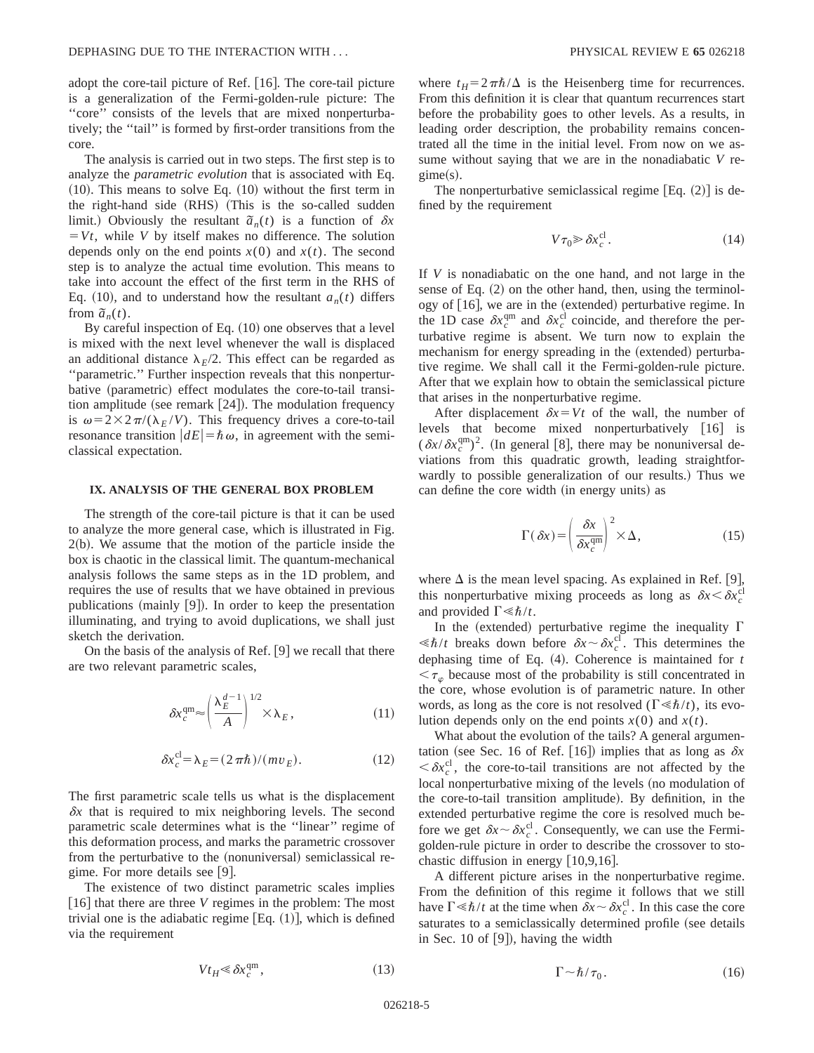adopt the core-tail picture of Ref. [16]. The core-tail picture is a generalization of the Fermi-golden-rule picture: The "core" consists of the levels that are mixed nonperturbatively; the "tail" is formed by first-order transitions from the core.

The analysis is carried out in two steps. The first step is to analyze the *parametric evolution* that is associated with Eq. (10). This means to solve Eq. (10) without the first term in the right-hand side (RHS) (This is the so-called sudden limit.) Obviously the resultant $\tilde{a}_n(t)$ is a function of $\delta x = Vt$, while $V$ by itself makes no difference. The solution depends only on the end points $x(0)$ and $x(t)$. The second step is to analyze the actual time evolution. This means to take into account the effect of the first term in the RHS of Eq. (10), and to understand how the resultant $a_n(t)$ differs from $\tilde{a}_n(t)$.

By careful inspection of Eq. (10) one observes that a level is mixed with the next level whenever the wall is displaced an additional distance $\lambda_E/2$. This effect can be regarded as "parametric." Further inspection reveals that this nonperturbative (parametric) effect modulates the core-to-tail transition amplitude (see remark [24]). The modulation frequency is $\omega = 2\times 2\pi/(\lambda_E/V)$. This frequency drives a core-to-tail resonance transition $|dE| = \hbar\omega$, in agreement with the semiclassical expectation.

## IX. ANALYSIS OF THE GENERAL BOX PROBLEM

The strength of the core-tail picture is that it can be used to analyze the more general case, which is illustrated in Fig. 2(b). We assume that the motion of the particle inside the box is chaotic in the classical limit. The quantum-mechanical analysis follows the same steps as in the 1D problem, and requires the use of results that we have obtained in previous publications (mainly [9]). In order to keep the presentation illuminating, and trying to avoid duplications, we shall just sketch the derivation.

On the basis of the analysis of Ref. [9] we recall that there are two relevant parametric scales,

$$\delta x_c^{\rm qm} \approx \left(\frac{\lambda_E^{d-1}}{A}\right)^{1/2} \times \lambda_E, \tag{11}$$

$$\delta x_c^{\rm cl} = \lambda_E = (2\pi\hbar)/(mv_E). \tag{12}$$

The first parametric scale tells us what is the displacement $\delta x$ that is required to mix neighboring levels. The second parametric scale determines what is the "linear" regime of this deformation process, and marks the parametric crossover from the perturbative to the (nonuniversal) semiclassical regime. For more details see [9].

The existence of two distinct parametric scales implies [16] that there are three $V$ regimes in the problem: The most trivial one is the adiabatic regime [Eq. (1)], which is defined via the requirement

$$Vt_H \ll \delta x_c^{\rm qm}, \tag{13}$$

where $t_H = 2\pi\hbar/\Delta$ is the Heisenberg time for recurrences. From this definition it is clear that quantum recurrences start before the probability goes to other levels. As a results, in leading order description, the probability remains concentrated all the time in the initial level. From now on we assume without saying that we are in the nonadiabatic $V$ regime(s).

The nonperturbative semiclassical regime [Eq. (2)] is defined by the requirement

$$V\tau_0 \gg \delta x_c^{\rm cl}. \tag{14}$$

If $V$ is nonadiabatic on the one hand, and not large in the sense of Eq. (2) on the other hand, then, using the terminology of [16], we are in the (extended) perturbative regime. In the 1D case $\delta x_c^{\rm qm}$ and $\delta x_c^{\rm cl}$ coincide, and therefore the perturbative regime is absent. We turn now to explain the mechanism for energy spreading in the (extended) perturbative regime. We shall call it the Fermi-golden-rule picture. After that we explain how to obtain the semiclassical picture that arises in the nonperturbative regime.

After displacement $\delta x = Vt$ of the wall, the number of levels that become mixed nonperturbatively [16] is $(\delta x/\delta x_c^{\rm qm})^2$. (In general [8], there may be nonuniversal deviations from this quadratic growth, leading straightforwardly to possible generalization of our results.) Thus we can define the core width (in energy units) as

$$\Gamma(\delta x) = \left(\frac{\delta x}{\delta x_c^{\rm qm}}\right)^2 \times \Delta, \tag{15}$$

where $\Delta$ is the mean level spacing. As explained in Ref. [9], this nonperturbative mixing proceeds as long as $\delta x < \delta x_c^{\rm cl}$ and provided $\Gamma \ll \hbar/t$.

In the (extended) perturbative regime the inequality $\Gamma \ll \hbar/t$ breaks down before $\delta x \sim \delta x_c^{\rm cl}$. This determines the dephasing time of Eq. (4). Coherence is maintained for $t < \tau_\varphi$ because most of the probability is still concentrated in the core, whose evolution is of parametric nature. In other words, as long as the core is not resolved $(\Gamma \ll \hbar/t)$, its evolution depends only on the end points $x(0)$ and $x(t)$.

What about the evolution of the tails? A general argumentation (see Sec. 16 of Ref. [16]) implies that as long as $\delta x < \delta x_c^{\rm cl}$, the core-to-tail transitions are not affected by the local nonperturbative mixing of the levels (no modulation of the core-to-tail transition amplitude). By definition, in the extended perturbative regime the core is resolved much before we get $\delta x \sim \delta x_c^{\rm cl}$. Consequently, we can use the Fermi-golden-rule picture in order to describe the crossover to stochastic diffusion in energy [10,9,16].

A different picture arises in the nonperturbative regime. From the definition of this regime it follows that we still have $\Gamma \ll \hbar/t$ at the time when $\delta x \sim \delta x_c^{\rm cl}$. In this case the core saturates to a semiclassically determined profile (see details in Sec. 10 of [9]), having the width

$$\Gamma \sim \hbar/\tau_0. \tag{16}$$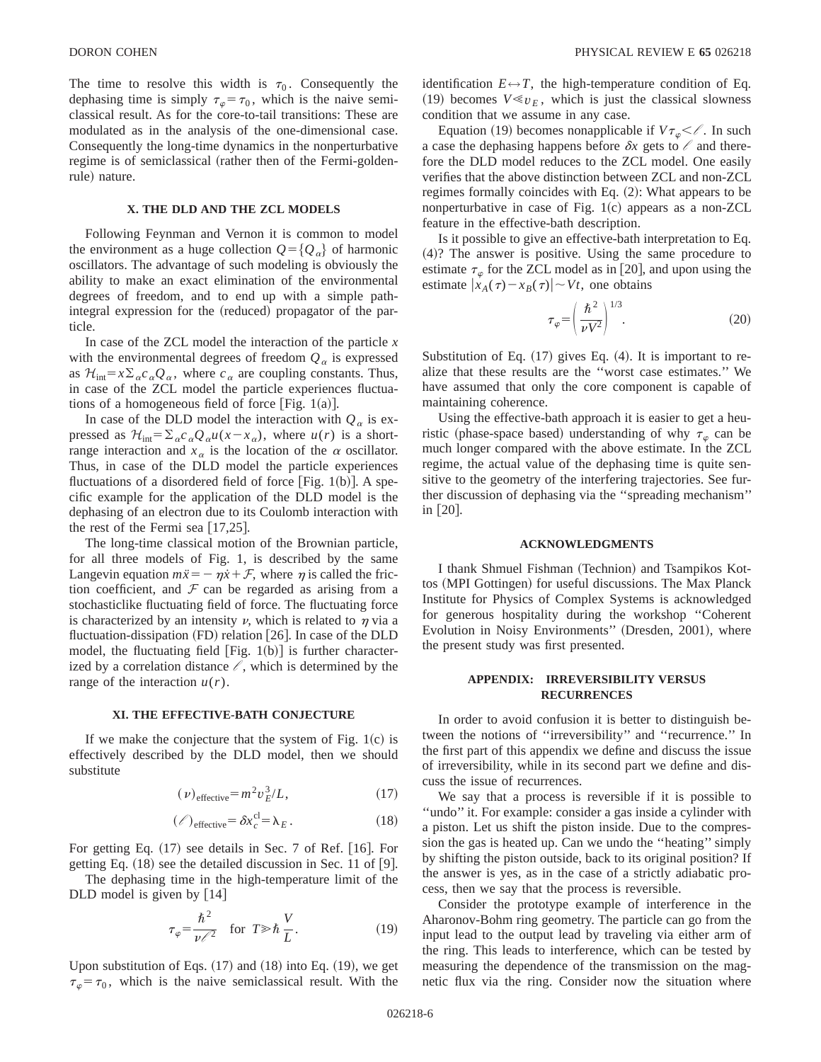The time to resolve this width is $\tau_0$. Consequently the dephasing time is simply $\tau_\varphi = \tau_0$, which is the naive semiclassical result. As for the core-to-tail transitions: These are modulated as in the analysis of the one-dimensional case. Consequently the long-time dynamics in the nonperturbative regime is of semiclassical (rather then of the Fermi-golden-rule) nature.

## X. THE DLD AND THE ZCL MODELS

Following Feynman and Vernon it is common to model the environment as a huge collection $Q = \{Q_\alpha\}$ of harmonic oscillators. The advantage of such modeling is obviously the ability to make an exact elimination of the environmental degrees of freedom, and to end up with a simple path-integral expression for the (reduced) propagator of the particle.

In case of the ZCL model the interaction of the particle $x$ with the environmental degrees of freedom $Q_\alpha$ is expressed as $\mathcal{H}_{\text{int}} = x\sum_\alpha c_\alpha Q_\alpha$, where $c_\alpha$ are coupling constants. Thus, in case of the ZCL model the particle experiences fluctuations of a homogeneous field of force [Fig. 1(a)].

In case of the DLD model the interaction with $Q_\alpha$ is expressed as $\mathcal{H}_{\text{int}} = \sum_\alpha c_\alpha Q_\alpha u(x - x_\alpha)$, where $u(r)$ is a short-range interaction and $x_\alpha$ is the location of the $\alpha$ oscillator. Thus, in case of the DLD model the particle experiences fluctuations of a disordered field of force [Fig. 1(b)]. A specific example for the application of the DLD model is the dephasing of an electron due to its Coulomb interaction with the rest of the Fermi sea [17,25].

The long-time classical motion of the Brownian particle, for all three models of Fig. 1, is described by the same Langevin equation $m\ddot{x} = -\eta\dot{x} + \mathcal{F}$, where $\eta$ is called the friction coefficient, and $\mathcal{F}$ can be regarded as arising from a stochasticlike fluctuating field of force. The fluctuating force is characterized by an intensity $\nu$, which is related to $\eta$ via a fluctuation-dissipation (FD) relation [26]. In case of the DLD model, the fluctuating field [Fig. 1(b)] is further characterized by a correlation distance $\ell$, which is determined by the range of the interaction $u(r)$.

## XI. THE EFFECTIVE-BATH CONJECTURE

If we make the conjecture that the system of Fig. 1(c) is effectively described by the DLD model, then we should substitute

$$(\nu)_{\text{effective}} = m^2 v_E^3 / L, \tag{17}$$

$$(\ell)_{\text{effective}} = \delta x_c^{\text{cl}} = \lambda_E. \tag{18}$$

For getting Eq. (17) see details in Sec. 7 of Ref. [16]. For getting Eq. (18) see the detailed discussion in Sec. 11 of [9].

The dephasing time in the high-temperature limit of the DLD model is given by [14]

$$\tau_\varphi = \frac{\hbar^2}{\nu \ell^2} \quad \text{for } T \gg \hbar\frac{V}{L}. \tag{19}$$

Upon substitution of Eqs. (17) and (18) into Eq. (19), we get $\tau_\varphi = \tau_0$, which is the naive semiclassical result. With the identification $E \leftrightarrow T$, the high-temperature condition of Eq. (19) becomes $V \ll v_E$, which is just the classical slowness condition that we assume in any case.

Equation (19) becomes nonapplicable if $V\tau_\varphi < \ell$. In such a case the dephasing happens before $\delta x$ gets to $\ell$ and therefore the DLD model reduces to the ZCL model. One easily verifies that the above distinction between ZCL and non-ZCL regimes formally coincides with Eq. (2): What appears to be nonperturbative in case of Fig. 1(c) appears as a non-ZCL feature in the effective-bath description.

Is it possible to give an effective-bath interpretation to Eq. (4)? The answer is positive. Using the same procedure to estimate $\tau_\varphi$ for the ZCL model as in [20], and upon using the estimate $|x_A(\tau) - x_B(\tau)| \sim Vt$, one obtains

$$\tau_\varphi = \left(\frac{\hbar^2}{\nu V^2}\right)^{1/3}. \tag{20}$$

Substitution of Eq. (17) gives Eq. (4). It is important to realize that these results are the "worst case estimates." We have assumed that only the core component is capable of maintaining coherence.

Using the effective-bath approach it is easier to get a heuristic (phase-space based) understanding of why $\tau_\varphi$ can be much longer compared with the above estimate. In the ZCL regime, the actual value of the dephasing time is quite sensitive to the geometry of the interfering trajectories. See further discussion of dephasing via the "spreading mechanism" in [20].

## ACKNOWLEDGMENTS

I thank Shmuel Fishman (Technion) and Tsampikos Kottos (MPI Gottingen) for useful discussions. The Max Planck Institute for Physics of Complex Systems is acknowledged for generous hospitality during the workshop "Coherent Evolution in Noisy Environments" (Dresden, 2001), where the present study was first presented.

## APPENDIX: IRREVERSIBILITY VERSUS RECURRENCES

In order to avoid confusion it is better to distinguish between the notions of "irreversibility" and "recurrence." In the first part of this appendix we define and discuss the issue of irreversibility, while in its second part we define and discuss the issue of recurrences.

We say that a process is reversible if it is possible to "undo" it. For example: consider a gas inside a cylinder with a piston. Let us shift the piston inside. Due to the compression the gas is heated up. Can we undo the "heating" simply by shifting the piston outside, back to its original position? If the answer is yes, as in the case of a strictly adiabatic process, then we say that the process is reversible.

Consider the prototype example of interference in the Aharonov-Bohm ring geometry. The particle can go from the input lead to the output lead by traveling via either arm of the ring. This leads to interference, which can be tested by measuring the dependence of the transmission on the magnetic flux via the ring. Consider now the situation where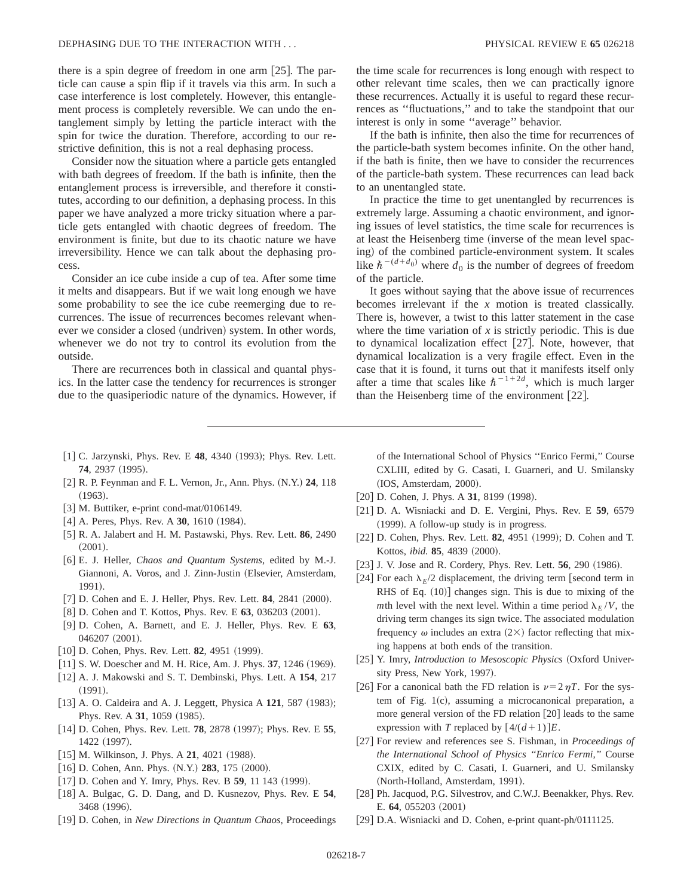there is a spin degree of freedom in one arm [25]. The particle can cause a spin flip if it travels via this arm. In such a case interference is lost completely. However, this entanglement process is completely reversible. We can undo the entanglement simply by letting the particle interact with the spin for twice the duration. Therefore, according to our restrictive definition, this is not a real dephasing process.

Consider now the situation where a particle gets entangled with bath degrees of freedom. If the bath is infinite, then the entanglement process is irreversible, and therefore it constitutes, according to our definition, a dephasing process. In this paper we have analyzed a more tricky situation where a particle gets entangled with chaotic degrees of freedom. The environment is finite, but due to its chaotic nature we have irreversibility. Hence we can talk about the dephasing process.

Consider an ice cube inside a cup of tea. After some time it melts and disappears. But if we wait long enough we have some probability to see the ice cube reemerging due to recurrences. The issue of recurrences becomes relevant whenever we consider a closed (undriven) system. In other words, whenever we do not try to control its evolution from the outside.

There are recurrences both in classical and quantal physics. In the latter case the tendency for recurrences is stronger due to the quasiperiodic nature of the dynamics. However, if the time scale for recurrences is long enough with respect to other relevant time scales, then we can practically ignore these recurrences. Actually it is useful to regard these recurrences as "fluctuations," and to take the standpoint that our interest is only in some "average" behavior.

If the bath is infinite, then also the time for recurrences of the particle-bath system becomes infinite. On the other hand, if the bath is finite, then we have to consider the recurrences of the particle-bath system. These recurrences can lead back to an unentangled state.

In practice the time to get unentangled by recurrences is extremely large. Assuming a chaotic environment, and ignoring issues of level statistics, the time scale for recurrences is at least the Heisenberg time (inverse of the mean level spacing) of the combined particle-environment system. It scales like $\hbar^{-(d+d_0)}$ where $d_0$ is the number of degrees of freedom of the particle.

It goes without saying that the above issue of recurrences becomes irrelevant if the $x$ motion is treated classically. There is, however, a twist to this latter statement in the case where the time variation of $x$ is strictly periodic. This is due to dynamical localization effect [27]. Note, however, that dynamical localization is a very fragile effect. Even in the case that it is found, it turns out that it manifests itself only after a time that scales like $\hbar^{-1+2d}$, which is much larger than the Heisenberg time of the environment [22].

---

[1] C. Jarzynski, Phys. Rev. E **48**, 4340 (1993); Phys. Rev. Lett. **74**, 2937 (1995).

[2] R. P. Feynman and F. L. Vernon, Jr., Ann. Phys. (N.Y.) **24**, 118 (1963).

[3] M. Buttiker, e-print cond-mat/0106149.

[4] A. Peres, Phys. Rev. A **30**, 1610 (1984).

[5] R. A. Jalabert and H. M. Pastawski, Phys. Rev. Lett. **86**, 2490 (2001).

[6] E. J. Heller, *Chaos and Quantum Systems*, edited by M.-J. Giannoni, A. Voros, and J. Zinn-Justin (Elsevier, Amsterdam, 1991).

[7] D. Cohen and E. J. Heller, Phys. Rev. Lett. **84**, 2841 (2000).

[8] D. Cohen and T. Kottos, Phys. Rev. E **63**, 036203 (2001).

[9] D. Cohen, A. Barnett, and E. J. Heller, Phys. Rev. E **63**, 046207 (2001).

[10] D. Cohen, Phys. Rev. Lett. **82**, 4951 (1999).

[11] S. W. Doescher and M. H. Rice, Am. J. Phys. **37**, 1246 (1969).

[12] A. J. Makowski and S. T. Dembinski, Phys. Lett. A **154**, 217 (1991).

[13] A. O. Caldeira and A. J. Leggett, Physica A **121**, 587 (1983); Phys. Rev. A **31**, 1059 (1985).

[14] D. Cohen, Phys. Rev. Lett. **78**, 2878 (1997); Phys. Rev. E **55**, 1422 (1997).

[15] M. Wilkinson, J. Phys. A **21**, 4021 (1988).

[16] D. Cohen, Ann. Phys. (N.Y.) **283**, 175 (2000).

[17] D. Cohen and Y. Imry, Phys. Rev. B **59**, 11 143 (1999).

[18] A. Bulgac, G. D. Dang, and D. Kusnezov, Phys. Rev. E **54**, 3468 (1996).

[19] D. Cohen, in *New Directions in Quantum Chaos*, Proceedings of the International School of Physics "Enrico Fermi," Course CXLIII, edited by G. Casati, I. Guarneri, and U. Smilansky (IOS, Amsterdam, 2000).

[20] D. Cohen, J. Phys. A **31**, 8199 (1998).

[21] D. A. Wisniacki and D. E. Vergini, Phys. Rev. E **59**, 6579 (1999). A follow-up study is in progress.

[22] D. Cohen, Phys. Rev. Lett. **82**, 4951 (1999); D. Cohen and T. Kottos, *ibid.* **85**, 4839 (2000).

[23] J. V. Jose and R. Cordery, Phys. Rev. Lett. **56**, 290 (1986).

[24] For each $\lambda_E/2$ displacement, the driving term [second term in RHS of Eq. (10)] changes sign. This is due to mixing of the $m$th level with the next level. Within a time period $\lambda_E/V$, the driving term changes its sign twice. The associated modulation frequency $\omega$ includes an extra ($2\times$) factor reflecting that mixing happens at both ends of the transition.

[25] Y. Imry, *Introduction to Mesoscopic Physics* (Oxford University Press, New York, 1997).

[26] For a canonical bath the FD relation is $\nu=2\eta T$. For the system of Fig. 1(c), assuming a microcanonical preparation, a more general version of the FD relation [20] leads to the same expression with $T$ replaced by $[4/(d+1)]E$.

[27] For review and references see S. Fishman, in *Proceedings of the International School of Physics "Enrico Fermi,"* Course CXIX, edited by C. Casati, I. Guarneri, and U. Smilansky (North-Holland, Amsterdam, 1991).

[28] Ph. Jacquod, P.G. Silvestrov, and C.W.J. Beenakker, Phys. Rev. E. **64**, 055203 (2001)

[29] D.A. Wisniacki and D. Cohen, e-print quant-ph/0111125.